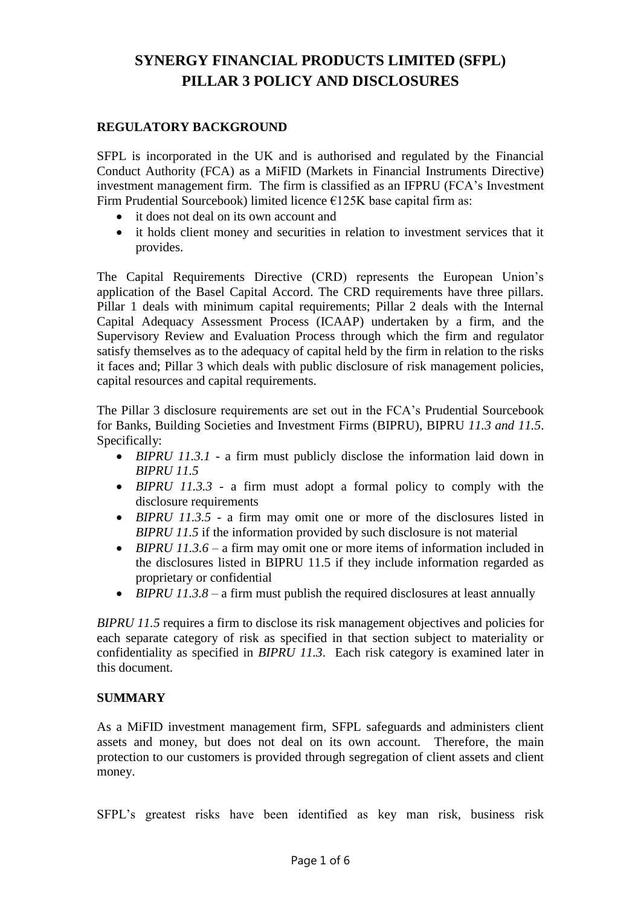# SYNERGY FINANCIAL PRODUCTS LIMITED (SFPL)
# PILLAR 3 POLICY AND DISCLOSURES

## REGULATORY BACKGROUND

SFPL is incorporated in the UK and is authorised and regulated by the Financial Conduct Authority (FCA) as a MiFID (Markets in Financial Instruments Directive) investment management firm. The firm is classified as an IFPRU (FCA's Investment Firm Prudential Sourcebook) limited licence €125K base capital firm as:

- it does not deal on its own account and
- it holds client money and securities in relation to investment services that it provides.

The Capital Requirements Directive (CRD) represents the European Union's application of the Basel Capital Accord. The CRD requirements have three pillars. Pillar 1 deals with minimum capital requirements; Pillar 2 deals with the Internal Capital Adequacy Assessment Process (ICAAP) undertaken by a firm, and the Supervisory Review and Evaluation Process through which the firm and regulator satisfy themselves as to the adequacy of capital held by the firm in relation to the risks it faces and; Pillar 3 which deals with public disclosure of risk management policies, capital resources and capital requirements.

The Pillar 3 disclosure requirements are set out in the FCA's Prudential Sourcebook for Banks, Building Societies and Investment Firms (BIPRU), BIPRU *11.3 and 11.5*. Specifically:

- *BIPRU 11.3.1* - a firm must publicly disclose the information laid down in *BIPRU 11.5*
- *BIPRU 11.3.3* - a firm must adopt a formal policy to comply with the disclosure requirements
- *BIPRU 11.3.5* - a firm may omit one or more of the disclosures listed in *BIPRU 11.5* if the information provided by such disclosure is not material
- *BIPRU 11.3.6* – a firm may omit one or more items of information included in the disclosures listed in BIPRU 11.5 if they include information regarded as proprietary or confidential
- *BIPRU 11.3.8* – a firm must publish the required disclosures at least annually

*BIPRU 11.5* requires a firm to disclose its risk management objectives and policies for each separate category of risk as specified in that section subject to materiality or confidentiality as specified in *BIPRU 11.3*. Each risk category is examined later in this document.

## SUMMARY

As a MiFID investment management firm, SFPL safeguards and administers client assets and money, but does not deal on its own account. Therefore, the main protection to our customers is provided through segregation of client assets and client money.

SFPL's greatest risks have been identified as key man risk, business risk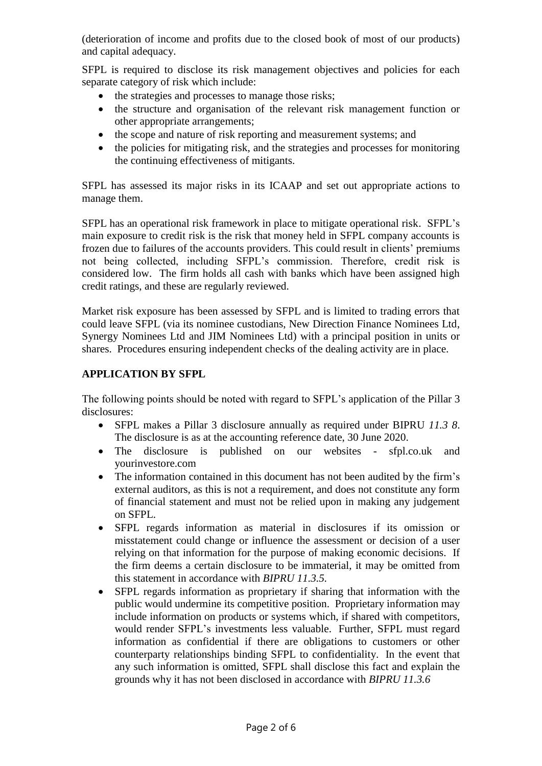(deterioration of income and profits due to the closed book of most of our products) and capital adequacy.

SFPL is required to disclose its risk management objectives and policies for each separate category of risk which include:

- the strategies and processes to manage those risks;
- the structure and organisation of the relevant risk management function or other appropriate arrangements;
- the scope and nature of risk reporting and measurement systems; and
- the policies for mitigating risk, and the strategies and processes for monitoring the continuing effectiveness of mitigants.

SFPL has assessed its major risks in its ICAAP and set out appropriate actions to manage them.

SFPL has an operational risk framework in place to mitigate operational risk. SFPL's main exposure to credit risk is the risk that money held in SFPL company accounts is frozen due to failures of the accounts providers. This could result in clients' premiums not being collected, including SFPL's commission. Therefore, credit risk is considered low. The firm holds all cash with banks which have been assigned high credit ratings, and these are regularly reviewed.

Market risk exposure has been assessed by SFPL and is limited to trading errors that could leave SFPL (via its nominee custodians, New Direction Finance Nominees Ltd, Synergy Nominees Ltd and JIM Nominees Ltd) with a principal position in units or shares. Procedures ensuring independent checks of the dealing activity are in place.

**APPLICATION BY SFPL**

The following points should be noted with regard to SFPL's application of the Pillar 3 disclosures:

- SFPL makes a Pillar 3 disclosure annually as required under BIPRU *11.3 8*. The disclosure is as at the accounting reference date, 30 June 2020.
- The disclosure is published on our websites - sfpl.co.uk and yourinvestore.com
- The information contained in this document has not been audited by the firm's external auditors, as this is not a requirement, and does not constitute any form of financial statement and must not be relied upon in making any judgement on SFPL.
- SFPL regards information as material in disclosures if its omission or misstatement could change or influence the assessment or decision of a user relying on that information for the purpose of making economic decisions. If the firm deems a certain disclosure to be immaterial, it may be omitted from this statement in accordance with *BIPRU 11.3.5.*
- SFPL regards information as proprietary if sharing that information with the public would undermine its competitive position. Proprietary information may include information on products or systems which, if shared with competitors, would render SFPL's investments less valuable. Further, SFPL must regard information as confidential if there are obligations to customers or other counterparty relationships binding SFPL to confidentiality. In the event that any such information is omitted, SFPL shall disclose this fact and explain the grounds why it has not been disclosed in accordance with *BIPRU 11.3.6*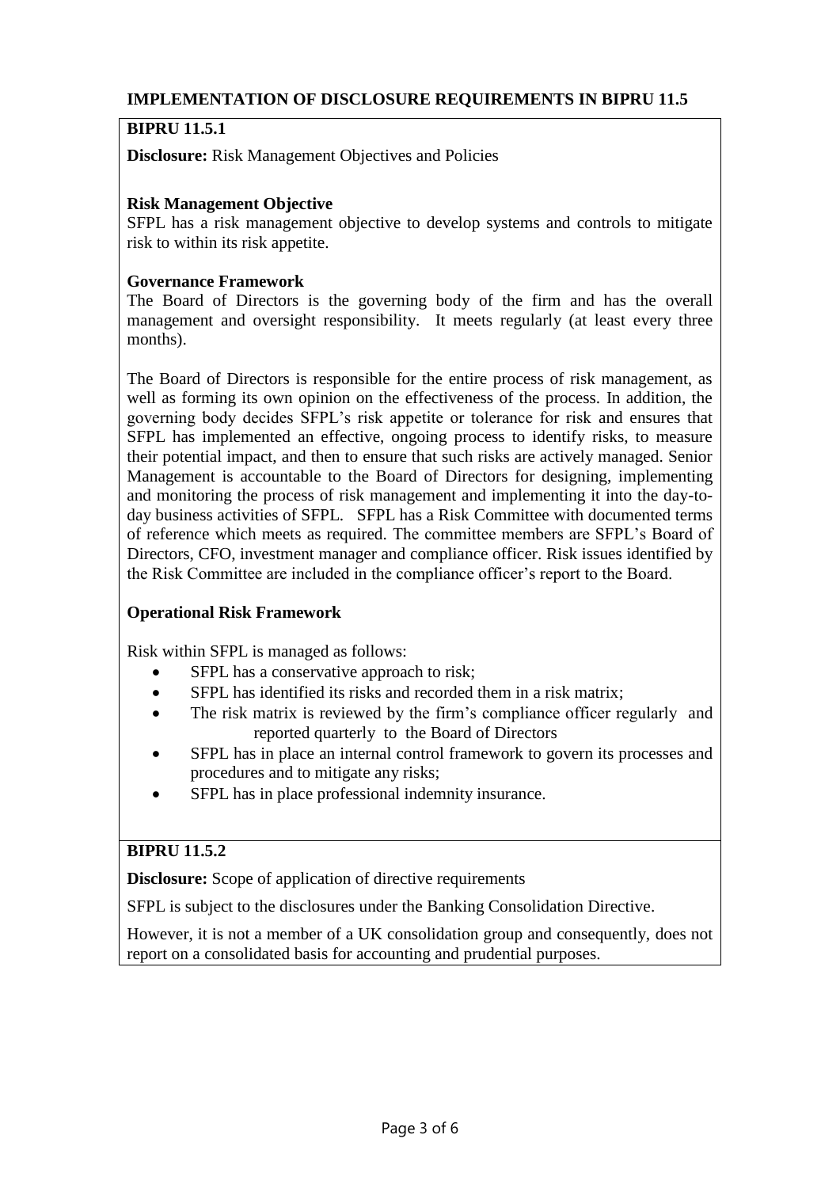## IMPLEMENTATION OF DISCLOSURE REQUIREMENTS IN BIPRU 11.5

### BIPRU 11.5.1

**Disclosure:** Risk Management Objectives and Policies

**Risk Management Objective**

SFPL has a risk management objective to develop systems and controls to mitigate risk to within its risk appetite.

**Governance Framework**

The Board of Directors is the governing body of the firm and has the overall management and oversight responsibility. It meets regularly (at least every three months).

The Board of Directors is responsible for the entire process of risk management, as well as forming its own opinion on the effectiveness of the process. In addition, the governing body decides SFPL's risk appetite or tolerance for risk and ensures that SFPL has implemented an effective, ongoing process to identify risks, to measure their potential impact, and then to ensure that such risks are actively managed. Senior Management is accountable to the Board of Directors for designing, implementing and monitoring the process of risk management and implementing it into the day-to-day business activities of SFPL. SFPL has a Risk Committee with documented terms of reference which meets as required. The committee members are SFPL's Board of Directors, CFO, investment manager and compliance officer. Risk issues identified by the Risk Committee are included in the compliance officer's report to the Board.

**Operational Risk Framework**

Risk within SFPL is managed as follows:

- SFPL has a conservative approach to risk;
- SFPL has identified its risks and recorded them in a risk matrix;
- The risk matrix is reviewed by the firm's compliance officer regularly and reported quarterly to the Board of Directors
- SFPL has in place an internal control framework to govern its processes and procedures and to mitigate any risks;
- SFPL has in place professional indemnity insurance.

### BIPRU 11.5.2

**Disclosure:** Scope of application of directive requirements

SFPL is subject to the disclosures under the Banking Consolidation Directive.

However, it is not a member of a UK consolidation group and consequently, does not report on a consolidated basis for accounting and prudential purposes.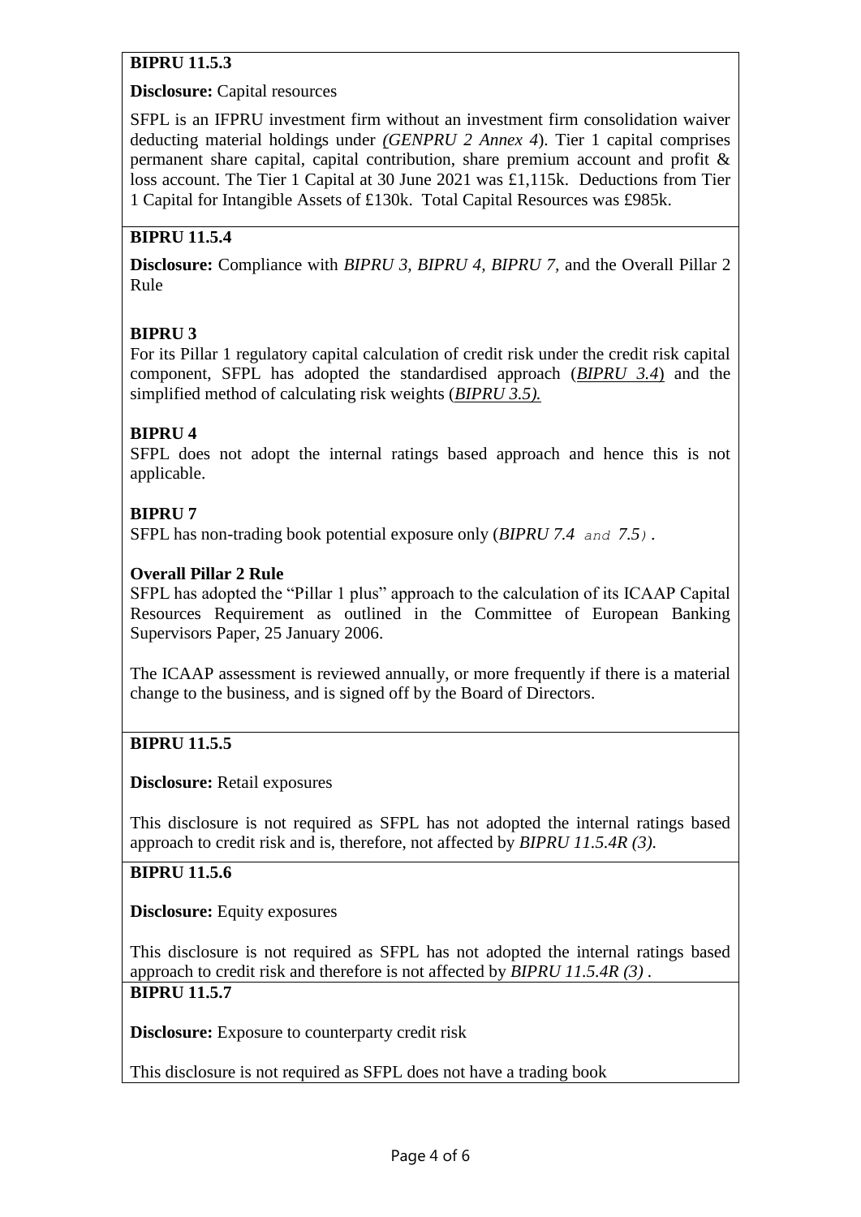**BIPRU 11.5.3**

**Disclosure:** Capital resources

SFPL is an IFPRU investment firm without an investment firm consolidation waiver deducting material holdings under *(GENPRU 2 Annex 4*). Tier 1 capital comprises permanent share capital, capital contribution, share premium account and profit & loss account. The Tier 1 Capital at 30 June 2021 was £1,115k. Deductions from Tier 1 Capital for Intangible Assets of £130k. Total Capital Resources was £985k.

**BIPRU 11.5.4**

**Disclosure:** Compliance with *BIPRU 3, BIPRU 4, BIPRU 7,* and the Overall Pillar 2 Rule

**BIPRU 3**

For its Pillar 1 regulatory capital calculation of credit risk under the credit risk capital component, SFPL has adopted the standardised approach (*BIPRU 3.4*) and the simplified method of calculating risk weights (*BIPRU 3.5).*

**BIPRU 4**

SFPL does not adopt the internal ratings based approach and hence this is not applicable.

**BIPRU 7**

SFPL has non-trading book potential exposure only (*BIPRU 7.4 and 7.5).*

**Overall Pillar 2 Rule**

SFPL has adopted the "Pillar 1 plus" approach to the calculation of its ICAAP Capital Resources Requirement as outlined in the Committee of European Banking Supervisors Paper, 25 January 2006.

The ICAAP assessment is reviewed annually, or more frequently if there is a material change to the business, and is signed off by the Board of Directors.

**BIPRU 11.5.5**

**Disclosure:** Retail exposures

This disclosure is not required as SFPL has not adopted the internal ratings based approach to credit risk and is, therefore, not affected by *BIPRU 11.5.4R (3).*

**BIPRU 11.5.6**

**Disclosure:** Equity exposures

This disclosure is not required as SFPL has not adopted the internal ratings based approach to credit risk and therefore is not affected by *BIPRU 11.5.4R (3)* .

**BIPRU 11.5.7**

**Disclosure:** Exposure to counterparty credit risk

This disclosure is not required as SFPL does not have a trading book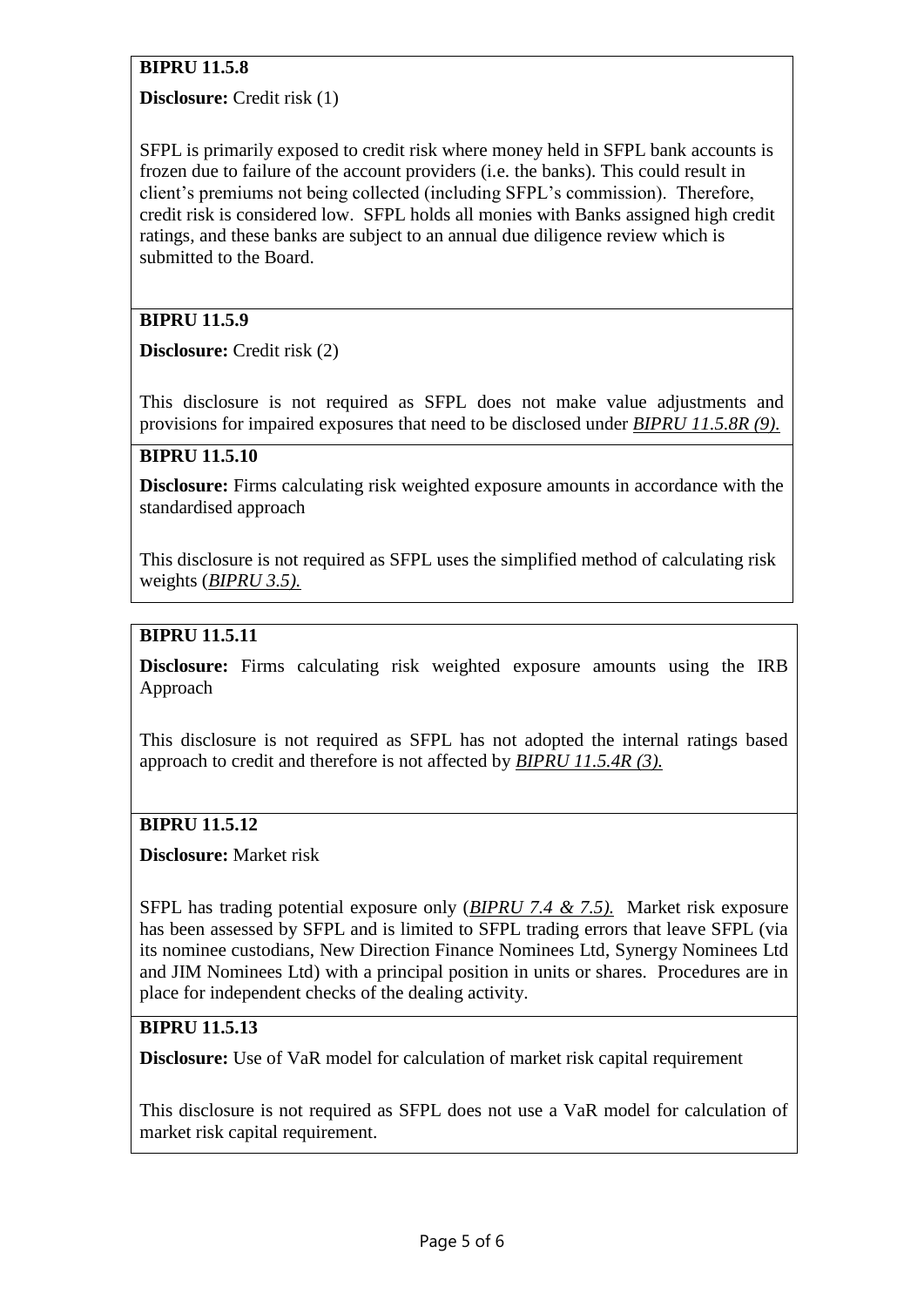**BIPRU 11.5.8**

**Disclosure:** Credit risk (1)

SFPL is primarily exposed to credit risk where money held in SFPL bank accounts is frozen due to failure of the account providers (i.e. the banks). This could result in client's premiums not being collected (including SFPL's commission). Therefore, credit risk is considered low. SFPL holds all monies with Banks assigned high credit ratings, and these banks are subject to an annual due diligence review which is submitted to the Board.

**BIPRU 11.5.9**

**Disclosure:** Credit risk (2)

This disclosure is not required as SFPL does not make value adjustments and provisions for impaired exposures that need to be disclosed under *BIPRU 11.5.8R (9).*

**BIPRU 11.5.10**

**Disclosure:** Firms calculating risk weighted exposure amounts in accordance with the standardised approach

This disclosure is not required as SFPL uses the simplified method of calculating risk weights (*BIPRU 3.5).*

**BIPRU 11.5.11**

**Disclosure:** Firms calculating risk weighted exposure amounts using the IRB Approach

This disclosure is not required as SFPL has not adopted the internal ratings based approach to credit and therefore is not affected by *BIPRU 11.5.4R (3).*

**BIPRU 11.5.12**

**Disclosure:** Market risk

SFPL has trading potential exposure only (*BIPRU 7.4 & 7.5).* Market risk exposure has been assessed by SFPL and is limited to SFPL trading errors that leave SFPL (via its nominee custodians, New Direction Finance Nominees Ltd, Synergy Nominees Ltd and JIM Nominees Ltd) with a principal position in units or shares. Procedures are in place for independent checks of the dealing activity.

**BIPRU 11.5.13**

**Disclosure:** Use of VaR model for calculation of market risk capital requirement

This disclosure is not required as SFPL does not use a VaR model for calculation of market risk capital requirement.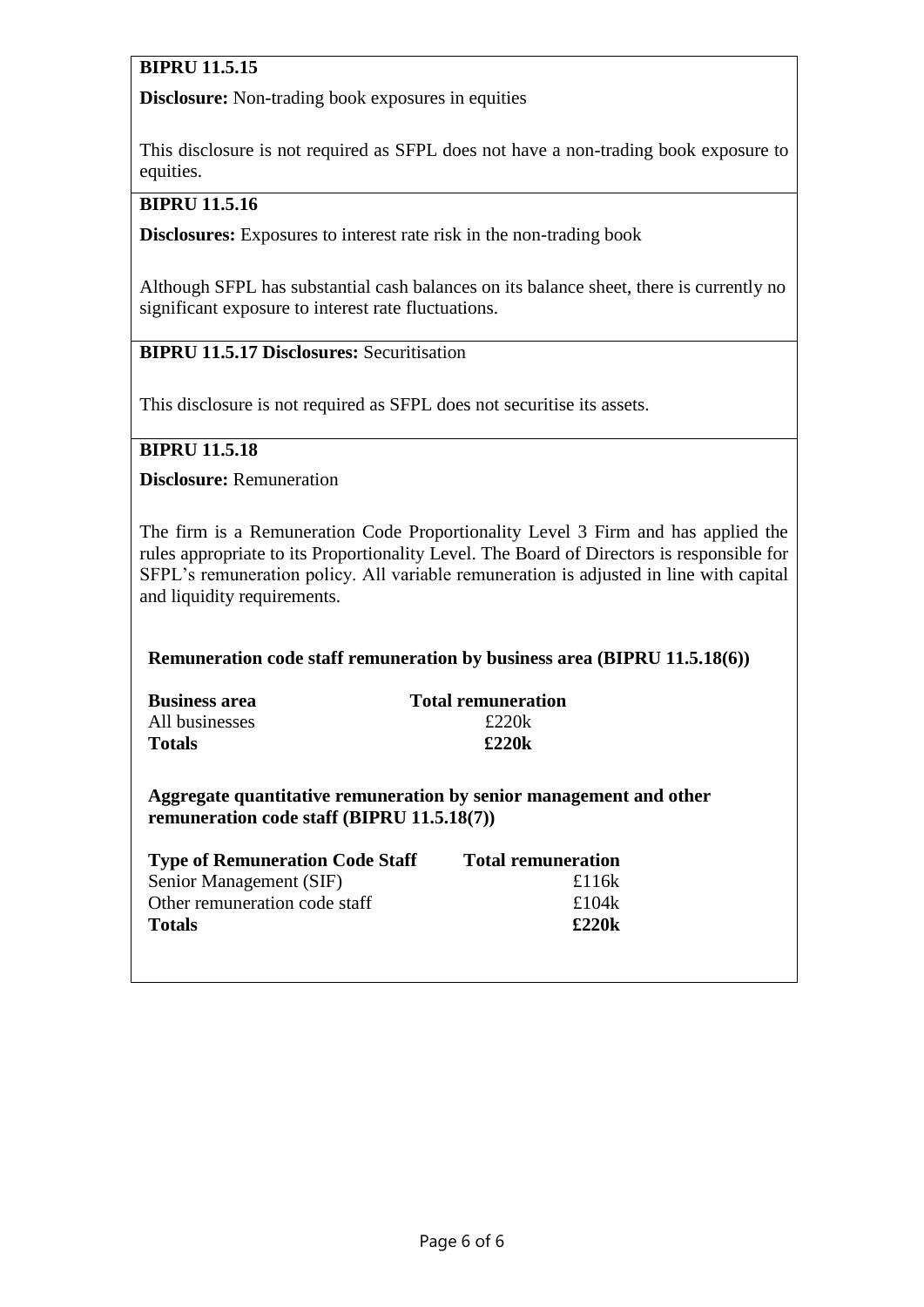**BIPRU 11.5.15**

**Disclosure:** Non-trading book exposures in equities

This disclosure is not required as SFPL does not have a non-trading book exposure to equities.

**BIPRU 11.5.16**

**Disclosures:** Exposures to interest rate risk in the non-trading book

Although SFPL has substantial cash balances on its balance sheet, there is currently no significant exposure to interest rate fluctuations.

**BIPRU 11.5.17 Disclosures:** Securitisation

This disclosure is not required as SFPL does not securitise its assets.

**BIPRU 11.5.18**

**Disclosure:** Remuneration

The firm is a Remuneration Code Proportionality Level 3 Firm and has applied the rules appropriate to its Proportionality Level. The Board of Directors is responsible for SFPL's remuneration policy. All variable remuneration is adjusted in line with capital and liquidity requirements.

**Remuneration code staff remuneration by business area (BIPRU 11.5.18(6))**

| **Business area** | **Total remuneration** |
|---|---|
| All businesses | £220k |
| **Totals** | **£220k** |

**Aggregate quantitative remuneration by senior management and other remuneration code staff (BIPRU 11.5.18(7))**

| **Type of Remuneration Code Staff** | **Total remuneration** |
|---|---|
| Senior Management (SIF) | £116k |
| Other remuneration code staff | £104k |
| **Totals** | **£220k** |